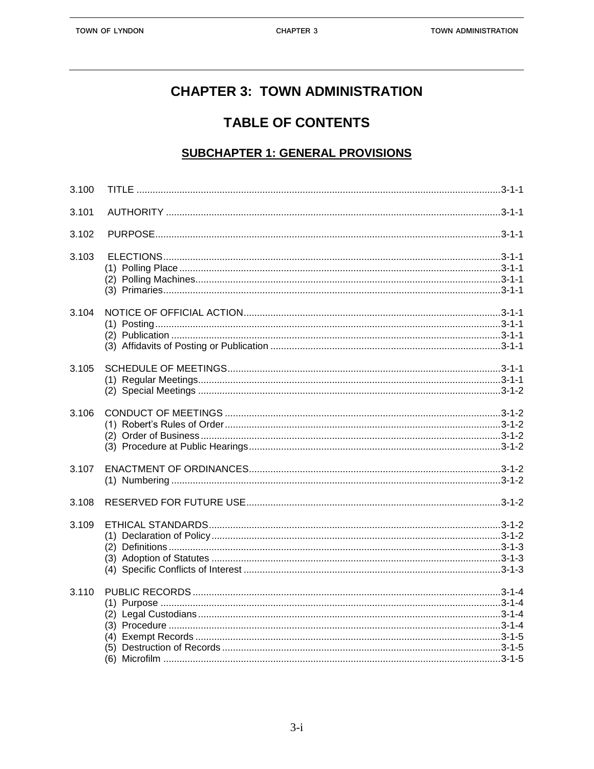# CHAPTER 3: TOWN ADMINISTRATION

## TABLE OF CONTENTS

### SUBCHAPTER 1: GENERAL PROVISIONS

| | | |
|---|---|---|
| 3.100 | TITLE | 3-1-1 |
| 3.101 | AUTHORITY | 3-1-1 |
| 3.102 | PURPOSE | 3-1-1 |
| 3.103 | ELECTIONS | 3-1-1 |
| | (1) Polling Place | 3-1-1 |
| | (2) Polling Machines | 3-1-1 |
| | (3) Primaries | 3-1-1 |
| 3.104 | NOTICE OF OFFICIAL ACTION | 3-1-1 |
| | (1) Posting | 3-1-1 |
| | (2) Publication | 3-1-1 |
| | (3) Affidavits of Posting or Publication | 3-1-1 |
| 3.105 | SCHEDULE OF MEETINGS | 3-1-1 |
| | (1) Regular Meetings | 3-1-1 |
| | (2) Special Meetings | 3-1-2 |
| 3.106 | CONDUCT OF MEETINGS | 3-1-2 |
| | (1) Robert's Rules of Order | 3-1-2 |
| | (2) Order of Business | 3-1-2 |
| | (3) Procedure at Public Hearings | 3-1-2 |
| 3.107 | ENACTMENT OF ORDINANCES | 3-1-2 |
| | (1) Numbering | 3-1-2 |
| 3.108 | RESERVED FOR FUTURE USE | 3-1-2 |
| 3.109 | ETHICAL STANDARDS | 3-1-2 |
| | (1) Declaration of Policy | 3-1-2 |
| | (2) Definitions | 3-1-3 |
| | (3) Adoption of Statutes | 3-1-3 |
| | (4) Specific Conflicts of Interest | 3-1-3 |
| 3.110 | PUBLIC RECORDS | 3-1-4 |
| | (1) Purpose | 3-1-4 |
| | (2) Legal Custodians | 3-1-4 |
| | (3) Procedure | 3-1-4 |
| | (4) Exempt Records | 3-1-5 |
| | (5) Destruction of Records | 3-1-5 |
| | (6) Microfilm | 3-1-5 |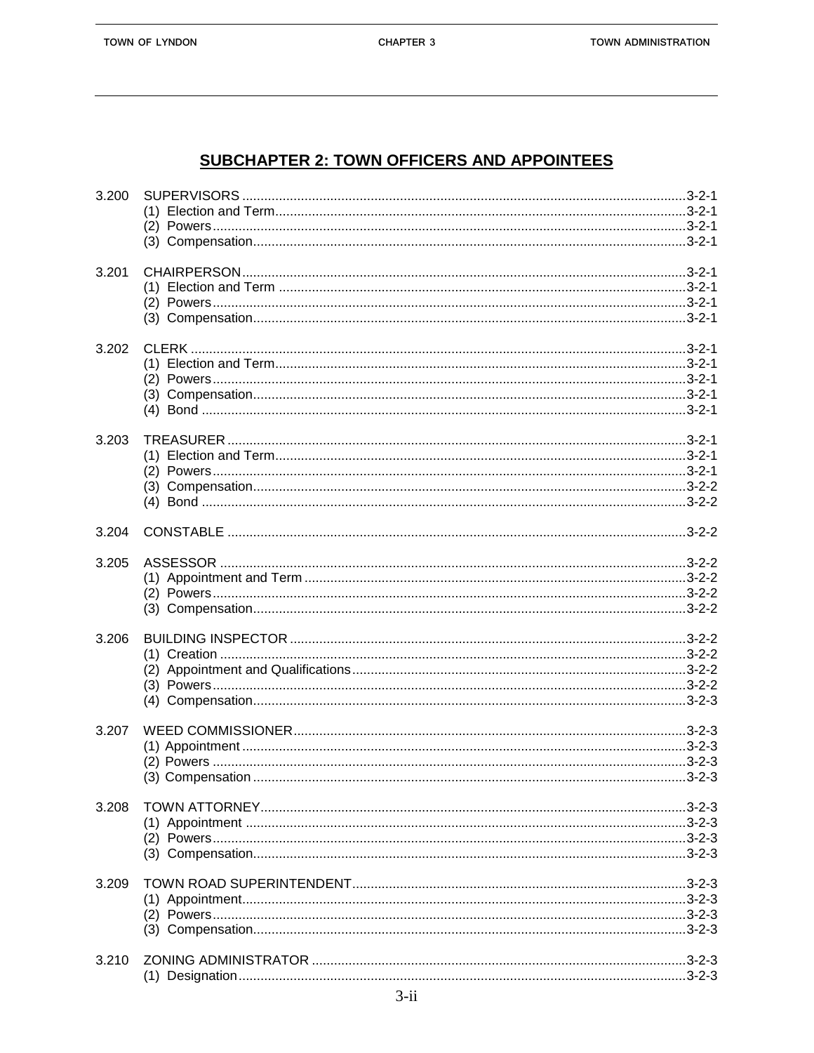## SUBCHAPTER 2: TOWN OFFICERS AND APPOINTEES

| | | |
|---|---|---|
| 3.200 | SUPERVISORS | 3-2-1 |
| | (1) Election and Term | 3-2-1 |
| | (2) Powers | 3-2-1 |
| | (3) Compensation | 3-2-1 |
| 3.201 | CHAIRPERSON | 3-2-1 |
| | (1) Election and Term | 3-2-1 |
| | (2) Powers | 3-2-1 |
| | (3) Compensation | 3-2-1 |
| 3.202 | CLERK | 3-2-1 |
| | (1) Election and Term | 3-2-1 |
| | (2) Powers | 3-2-1 |
| | (3) Compensation | 3-2-1 |
| | (4) Bond | 3-2-1 |
| 3.203 | TREASURER | 3-2-1 |
| | (1) Election and Term | 3-2-1 |
| | (2) Powers | 3-2-1 |
| | (3) Compensation | 3-2-2 |
| | (4) Bond | 3-2-2 |
| 3.204 | CONSTABLE | 3-2-2 |
| 3.205 | ASSESSOR | 3-2-2 |
| | (1) Appointment and Term | 3-2-2 |
| | (2) Powers | 3-2-2 |
| | (3) Compensation | 3-2-2 |
| 3.206 | BUILDING INSPECTOR | 3-2-2 |
| | (1) Creation | 3-2-2 |
| | (2) Appointment and Qualifications | 3-2-2 |
| | (3) Powers | 3-2-2 |
| | (4) Compensation | 3-2-3 |
| 3.207 | WEED COMMISSIONER | 3-2-3 |
| | (1) Appointment | 3-2-3 |
| | (2) Powers | 3-2-3 |
| | (3) Compensation | 3-2-3 |
| 3.208 | TOWN ATTORNEY | 3-2-3 |
| | (1) Appointment | 3-2-3 |
| | (2) Powers | 3-2-3 |
| | (3) Compensation | 3-2-3 |
| 3.209 | TOWN ROAD SUPERINTENDENT | 3-2-3 |
| | (1) Appointment | 3-2-3 |
| | (2) Powers | 3-2-3 |
| | (3) Compensation | 3-2-3 |
| 3.210 | ZONING ADMINISTRATOR | 3-2-3 |
| | (1) Designation | 3-2-3 |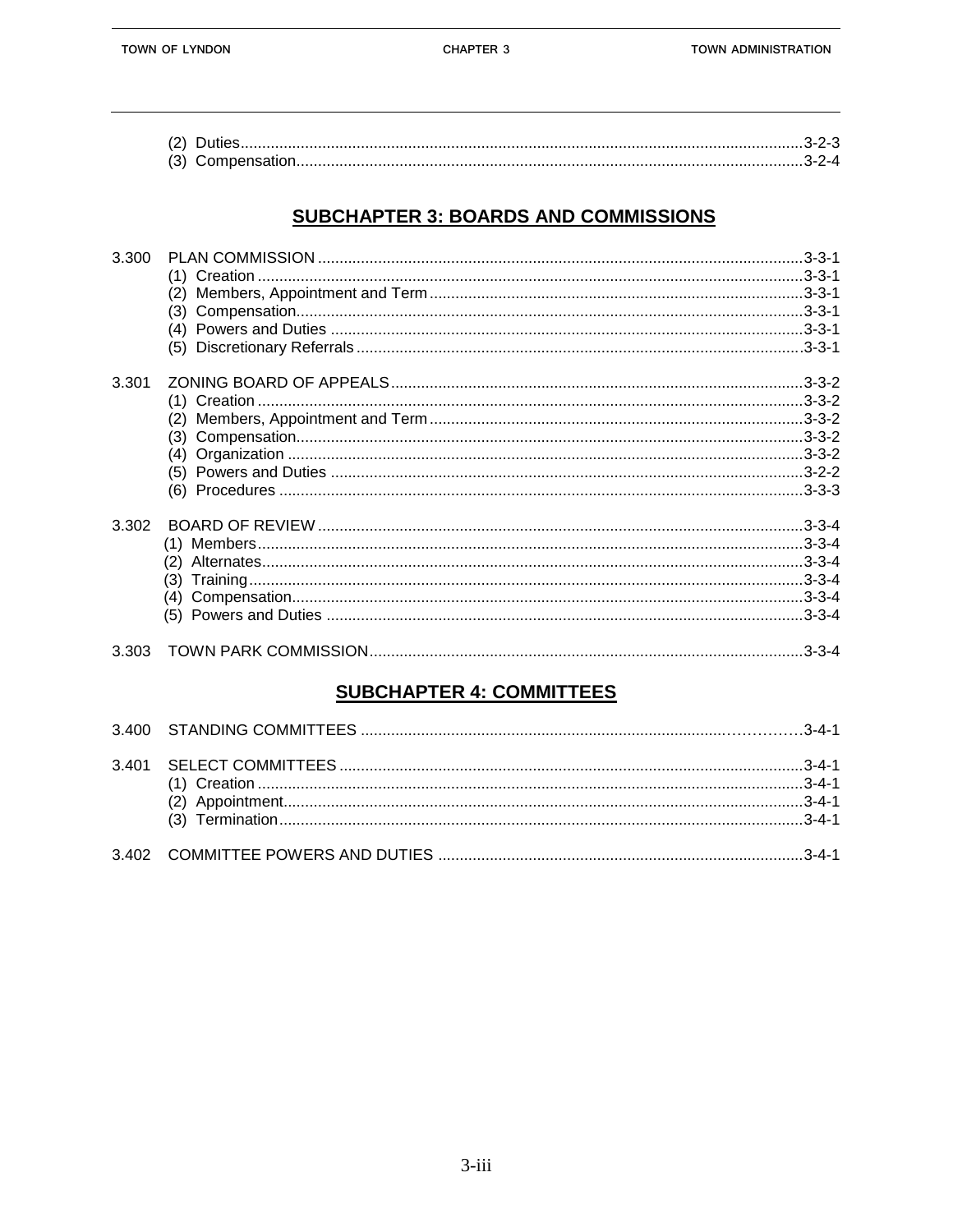(2) Duties ... 3-2-3
(3) Compensation ... 3-2-4

## SUBCHAPTER 3: BOARDS AND COMMISSIONS

3.300 PLAN COMMISSION ... 3-3-1
- (1) Creation ... 3-3-1
- (2) Members, Appointment and Term ... 3-3-1
- (3) Compensation ... 3-3-1
- (4) Powers and Duties ... 3-3-1
- (5) Discretionary Referrals ... 3-3-1

3.301 ZONING BOARD OF APPEALS ... 3-3-2
- (1) Creation ... 3-3-2
- (2) Members, Appointment and Term ... 3-3-2
- (3) Compensation ... 3-3-2
- (4) Organization ... 3-3-2
- (5) Powers and Duties ... 3-2-2
- (6) Procedures ... 3-3-3

3.302 BOARD OF REVIEW ... 3-3-4
- (1) Members ... 3-3-4
- (2) Alternates ... 3-3-4
- (3) Training ... 3-3-4
- (4) Compensation ... 3-3-4
- (5) Powers and Duties ... 3-3-4

3.303 TOWN PARK COMMISSION ... 3-3-4

## SUBCHAPTER 4: COMMITTEES

3.400 STANDING COMMITTEES ... 3-4-1

3.401 SELECT COMMITTEES ... 3-4-1
- (1) Creation ... 3-4-1
- (2) Appointment ... 3-4-1
- (3) Termination ... 3-4-1

3.402 COMMITTEE POWERS AND DUTIES ... 3-4-1